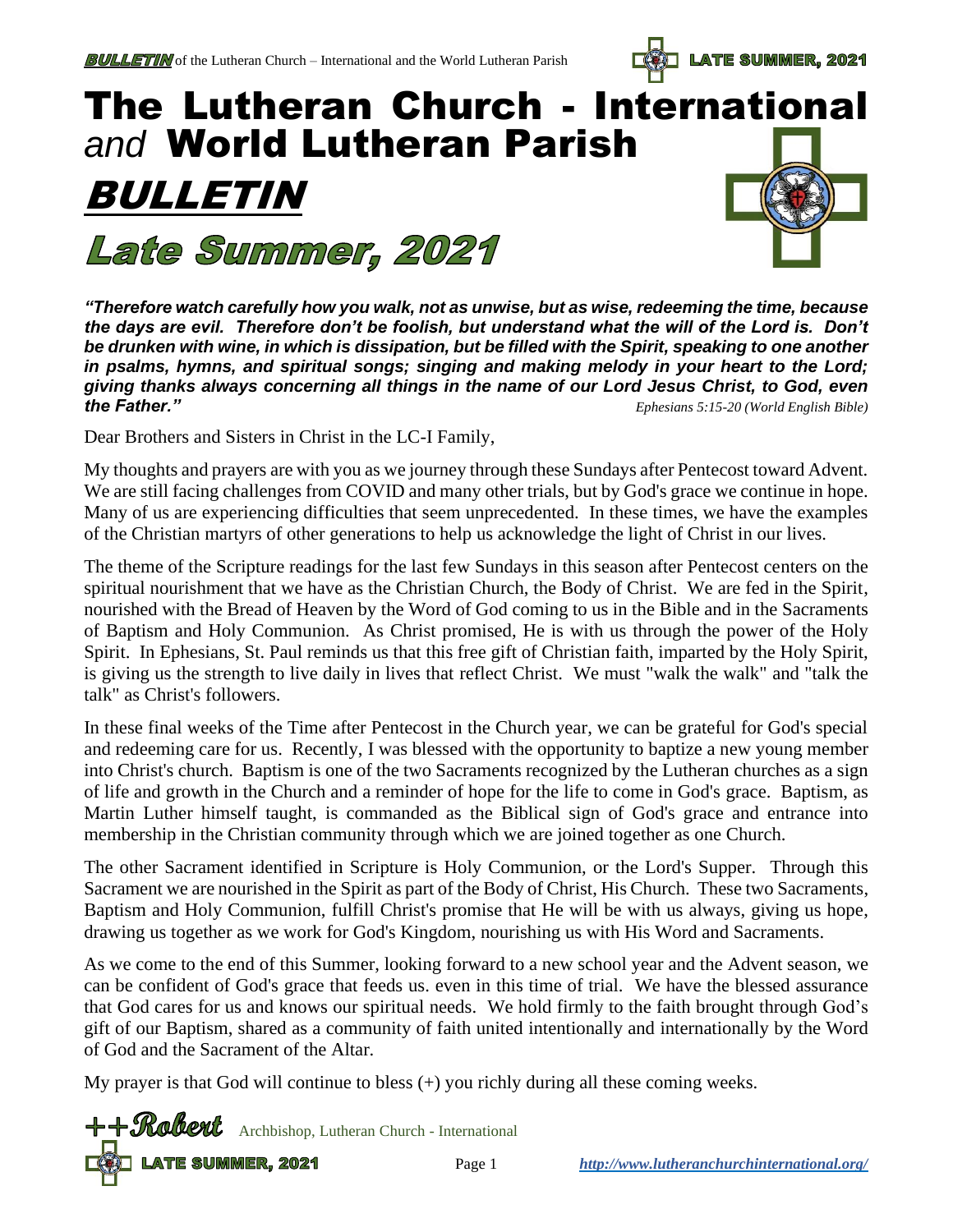# The Lutheran Church - International *and* World Lutheran Parish

# *BULLETIN*

## *Late Summer, 2021*

***"Therefore watch carefully how you walk, not as unwise, but as wise, redeeming the time, because the days are evil. Therefore don't be foolish, but understand what the will of the Lord is. Don't be drunken with wine, in which is dissipation, but be filled with the Spirit, speaking to one another in psalms, hymns, and spiritual songs; singing and making melody in your heart to the Lord; giving thanks always concerning all things in the name of our Lord Jesus Christ, to God, even the Father."*** *Ephesians 5:15-20 (World English Bible)*

Dear Brothers and Sisters in Christ in the LC-I Family,

My thoughts and prayers are with you as we journey through these Sundays after Pentecost toward Advent. We are still facing challenges from COVID and many other trials, but by God's grace we continue in hope. Many of us are experiencing difficulties that seem unprecedented. In these times, we have the examples of the Christian martyrs of other generations to help us acknowledge the light of Christ in our lives.

The theme of the Scripture readings for the last few Sundays in this season after Pentecost centers on the spiritual nourishment that we have as the Christian Church, the Body of Christ. We are fed in the Spirit, nourished with the Bread of Heaven by the Word of God coming to us in the Bible and in the Sacraments of Baptism and Holy Communion. As Christ promised, He is with us through the power of the Holy Spirit. In Ephesians, St. Paul reminds us that this free gift of Christian faith, imparted by the Holy Spirit, is giving us the strength to live daily in lives that reflect Christ. We must "walk the walk" and "talk the talk" as Christ's followers.

In these final weeks of the Time after Pentecost in the Church year, we can be grateful for God's special and redeeming care for us. Recently, I was blessed with the opportunity to baptize a new young member into Christ's church. Baptism is one of the two Sacraments recognized by the Lutheran churches as a sign of life and growth in the Church and a reminder of hope for the life to come in God's grace. Baptism, as Martin Luther himself taught, is commanded as the Biblical sign of God's grace and entrance into membership in the Christian community through which we are joined together as one Church.

The other Sacrament identified in Scripture is Holy Communion, or the Lord's Supper. Through this Sacrament we are nourished in the Spirit as part of the Body of Christ, His Church. These two Sacraments, Baptism and Holy Communion, fulfill Christ's promise that He will be with us always, giving us hope, drawing us together as we work for God's Kingdom, nourishing us with His Word and Sacraments.

As we come to the end of this Summer, looking forward to a new school year and the Advent season, we can be confident of God's grace that feeds us. even in this time of trial. We have the blessed assurance that God cares for us and knows our spiritual needs. We hold firmly to the faith brought through God's gift of our Baptism, shared as a community of faith united intentionally and internationally by the Word of God and the Sacrament of the Altar.

My prayer is that God will continue to bless (+) you richly during all these coming weeks.

++*Robert* Archbishop, Lutheran Church - International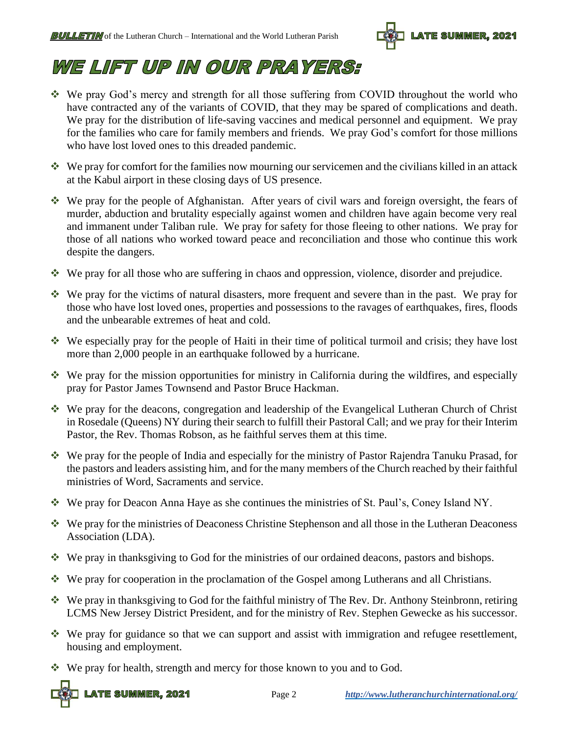# WE LIFT UP IN OUR PRAYERS:

- We pray God's mercy and strength for all those suffering from COVID throughout the world who have contracted any of the variants of COVID, that they may be spared of complications and death. We pray for the distribution of life-saving vaccines and medical personnel and equipment. We pray for the families who care for family members and friends. We pray God's comfort for those millions who have lost loved ones to this dreaded pandemic.
- We pray for comfort for the families now mourning our servicemen and the civilians killed in an attack at the Kabul airport in these closing days of US presence.
- We pray for the people of Afghanistan. After years of civil wars and foreign oversight, the fears of murder, abduction and brutality especially against women and children have again become very real and immanent under Taliban rule. We pray for safety for those fleeing to other nations. We pray for those of all nations who worked toward peace and reconciliation and those who continue this work despite the dangers.
- We pray for all those who are suffering in chaos and oppression, violence, disorder and prejudice.
- We pray for the victims of natural disasters, more frequent and severe than in the past. We pray for those who have lost loved ones, properties and possessions to the ravages of earthquakes, fires, floods and the unbearable extremes of heat and cold.
- We especially pray for the people of Haiti in their time of political turmoil and crisis; they have lost more than 2,000 people in an earthquake followed by a hurricane.
- We pray for the mission opportunities for ministry in California during the wildfires, and especially pray for Pastor James Townsend and Pastor Bruce Hackman.
- We pray for the deacons, congregation and leadership of the Evangelical Lutheran Church of Christ in Rosedale (Queens) NY during their search to fulfill their Pastoral Call; and we pray for their Interim Pastor, the Rev. Thomas Robson, as he faithful serves them at this time.
- We pray for the people of India and especially for the ministry of Pastor Rajendra Tanuku Prasad, for the pastors and leaders assisting him, and for the many members of the Church reached by their faithful ministries of Word, Sacraments and service.
- We pray for Deacon Anna Haye as she continues the ministries of St. Paul's, Coney Island NY.
- We pray for the ministries of Deaconess Christine Stephenson and all those in the Lutheran Deaconess Association (LDA).
- We pray in thanksgiving to God for the ministries of our ordained deacons, pastors and bishops.
- We pray for cooperation in the proclamation of the Gospel among Lutherans and all Christians.
- We pray in thanksgiving to God for the faithful ministry of The Rev. Dr. Anthony Steinbronn, retiring LCMS New Jersey District President, and for the ministry of Rev. Stephen Gewecke as his successor.
- We pray for guidance so that we can support and assist with immigration and refugee resettlement, housing and employment.
- We pray for health, strength and mercy for those known to you and to God.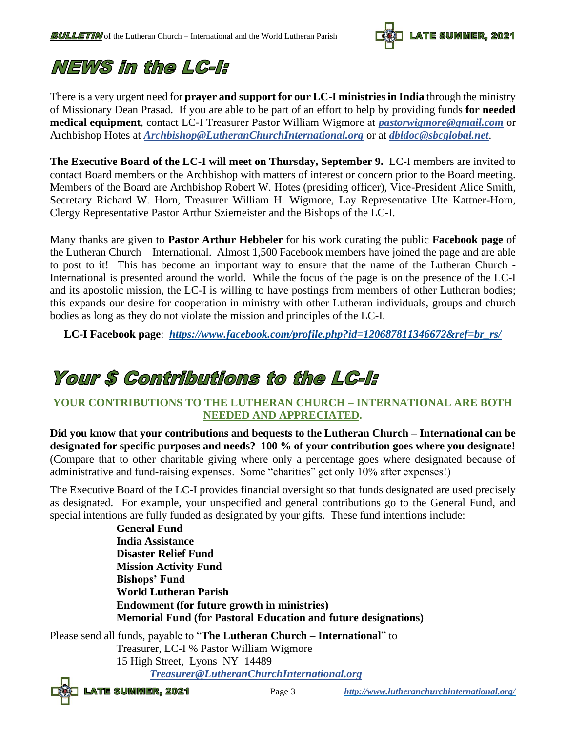# NEWS in the LC-I:

There is a very urgent need for **prayer and support for our LC-I ministries in India** through the ministry of Missionary Dean Prasad. If you are able to be part of an effort to help by providing funds **for needed medical equipment**, contact LC-I Treasurer Pastor William Wigmore at ***pastorwigmore@gmail.com*** or Archbishop Hotes at ***Archbishop@LutheranChurchInternational.org*** or at ***dbldoc@sbcglobal.net***.

**The Executive Board of the LC-I will meet on Thursday, September 9.** LC-I members are invited to contact Board members or the Archbishop with matters of interest or concern prior to the Board meeting. Members of the Board are Archbishop Robert W. Hotes (presiding officer), Vice-President Alice Smith, Secretary Richard W. Horn, Treasurer William H. Wigmore, Lay Representative Ute Kattner-Horn, Clergy Representative Pastor Arthur Sziemeister and the Bishops of the LC-I.

Many thanks are given to **Pastor Arthur Hebbeler** for his work curating the public **Facebook page** of the Lutheran Church – International. Almost 1,500 Facebook members have joined the page and are able to post to it! This has become an important way to ensure that the name of the Lutheran Church - International is presented around the world. While the focus of the page is on the presence of the LC-I and its apostolic mission, the LC-I is willing to have postings from members of other Lutheran bodies; this expands our desire for cooperation in ministry with other Lutheran individuals, groups and church bodies as long as they do not violate the mission and principles of the LC-I.

**LC-I Facebook page**: ***https://www.facebook.com/profile.php?id=120687811346672&ref=br_rs/***

# Your $ Contributions to the LC-I:

**YOUR CONTRIBUTIONS TO THE LUTHERAN CHURCH – INTERNATIONAL ARE BOTH NEEDED AND APPRECIATED.**

**Did you know that your contributions and bequests to the Lutheran Church – International can be designated for specific purposes and needs? 100 % of your contribution goes where you designate!** (Compare that to other charitable giving where only a percentage goes where designated because of administrative and fund-raising expenses. Some "charities" get only 10% after expenses!)

The Executive Board of the LC-I provides financial oversight so that funds designated are used precisely as designated. For example, your unspecified and general contributions go to the General Fund, and special intentions are fully funded as designated by your gifts. These fund intentions include:

- **General Fund**
- **India Assistance**
- **Disaster Relief Fund**
- **Mission Activity Fund**
- **Bishops' Fund**
- **World Lutheran Parish**
- **Endowment (for future growth in ministries)**
- **Memorial Fund (for Pastoral Education and future designations)**

Please send all funds, payable to "**The Lutheran Church – International**" to

Treasurer, LC-I % Pastor William Wigmore
15 High Street, Lyons NY 14489
***Treasurer@LutheranChurchInternational.org***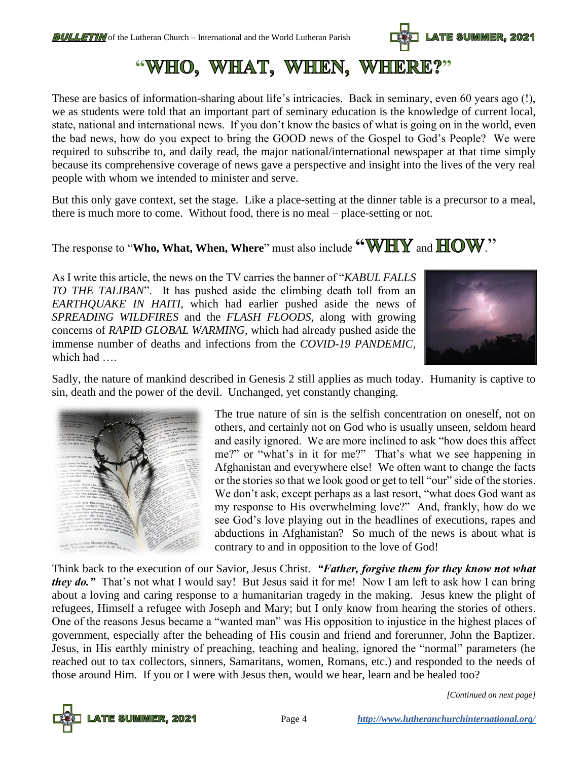# "WHO, WHAT, WHEN, WHERE?"

These are basics of information-sharing about life's intricacies. Back in seminary, even 60 years ago (!), we as students were told that an important part of seminary education is the knowledge of current local, state, national and international news. If you don't know the basics of what is going on in the world, even the bad news, how do you expect to bring the GOOD news of the Gospel to God's People? We were required to subscribe to, and daily read, the major national/international newspaper at that time simply because its comprehensive coverage of news gave a perspective and insight into the lives of the very real people with whom we intended to minister and serve.

But this only gave context, set the stage. Like a place-setting at the dinner table is a precursor to a meal, there is much more to come. Without food, there is no meal – place-setting or not.

The response to "**Who, What, When, Where**" must also include "**WHY** and **HOW**."

As I write this article, the news on the TV carries the banner of "*KABUL FALLS TO THE TALIBAN*". It has pushed aside the climbing death toll from an *EARTHQUAKE IN HAITI*, which had earlier pushed aside the news of *SPREADING WILDFIRES* and the *FLASH FLOODS*, along with growing concerns of *RAPID GLOBAL WARMING*, which had already pushed aside the immense number of deaths and infections from the *COVID-19 PANDEMIC*, which had ….

Sadly, the nature of mankind described in Genesis 2 still applies as much today. Humanity is captive to sin, death and the power of the devil. Unchanged, yet constantly changing.

The true nature of sin is the selfish concentration on oneself, not on others, and certainly not on God who is usually unseen, seldom heard and easily ignored. We are more inclined to ask "how does this affect me?" or "what's in it for me?" That's what we see happening in Afghanistan and everywhere else! We often want to change the facts or the stories so that we look good or get to tell "our" side of the stories. We don't ask, except perhaps as a last resort, "what does God want as my response to His overwhelming love?" And, frankly, how do we see God's love playing out in the headlines of executions, rapes and abductions in Afghanistan? So much of the news is about what is contrary to and in opposition to the love of God!

Think back to the execution of our Savior, Jesus Christ. ***"Father, forgive them for they know not what they do."*** That's not what I would say! But Jesus said it for me! Now I am left to ask how I can bring about a loving and caring response to a humanitarian tragedy in the making. Jesus knew the plight of refugees, Himself a refugee with Joseph and Mary; but I only know from hearing the stories of others. One of the reasons Jesus became a "wanted man" was His opposition to injustice in the highest places of government, especially after the beheading of His cousin and friend and forerunner, John the Baptizer. Jesus, in His earthly ministry of preaching, teaching and healing, ignored the "normal" parameters (he reached out to tax collectors, sinners, Samaritans, women, Romans, etc.) and responded to the needs of those around Him. If you or I were with Jesus then, would we hear, learn and be healed too?

*[Continued on next page]*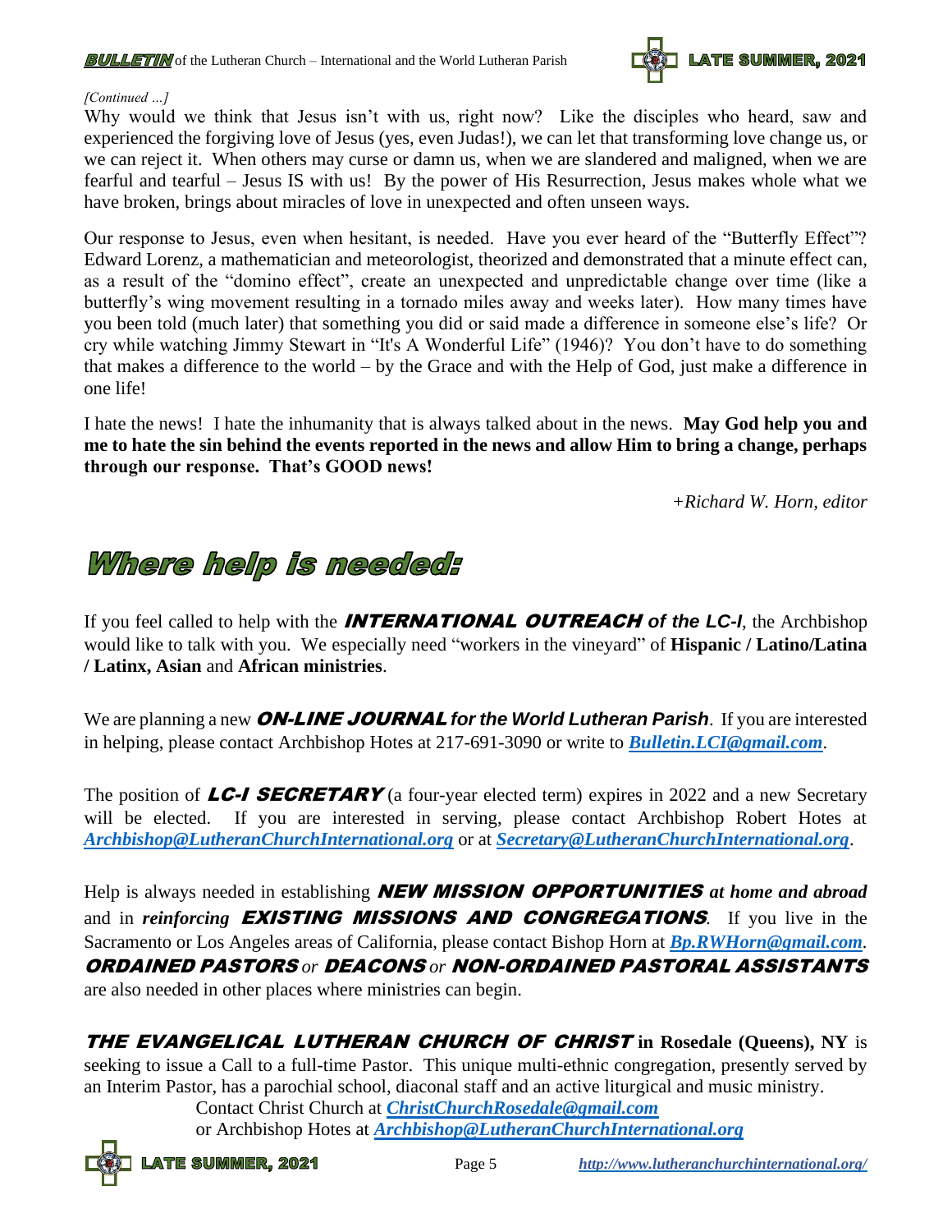*[Continued …]*

Why would we think that Jesus isn't with us, right now? Like the disciples who heard, saw and experienced the forgiving love of Jesus (yes, even Judas!), we can let that transforming love change us, or we can reject it. When others may curse or damn us, when we are slandered and maligned, when we are fearful and tearful – Jesus IS with us! By the power of His Resurrection, Jesus makes whole what we have broken, brings about miracles of love in unexpected and often unseen ways.

Our response to Jesus, even when hesitant, is needed. Have you ever heard of the "Butterfly Effect"? Edward Lorenz, a mathematician and meteorologist, theorized and demonstrated that a minute effect can, as a result of the "domino effect", create an unexpected and unpredictable change over time (like a butterfly's wing movement resulting in a tornado miles away and weeks later). How many times have you been told (much later) that something you did or said made a difference in someone else's life? Or cry while watching Jimmy Stewart in "It's A Wonderful Life" (1946)? You don't have to do something that makes a difference to the world – by the Grace and with the Help of God, just make a difference in one life!

I hate the news! I hate the inhumanity that is always talked about in the news. **May God help you and me to hate the sin behind the events reported in the news and allow Him to bring a change, perhaps through our response. That's GOOD news!**

*+Richard W. Horn, editor*

# Where help is needed:

If you feel called to help with the ***INTERNATIONAL OUTREACH of the LC-I***, the Archbishop would like to talk with you. We especially need "workers in the vineyard" of **Hispanic / Latino/Latina / Latinx, Asian** and **African ministries**.

We are planning a new ***ON-LINE JOURNAL for the World Lutheran Parish***. If you are interested in helping, please contact Archbishop Hotes at 217-691-3090 or write to ***Bulletin.LCI@gmail.com***.

The position of ***LC-I SECRETARY*** (a four-year elected term) expires in 2022 and a new Secretary will be elected. If you are interested in serving, please contact Archbishop Robert Hotes at ***Archbishop@LutheranChurchInternational.org*** or at ***Secretary@LutheranChurchInternational.org***.

Help is always needed in establishing ***NEW MISSION OPPORTUNITIES at home and abroad*** and in ***reinforcing EXISTING MISSIONS AND CONGREGATIONS***. If you live in the Sacramento or Los Angeles areas of California, please contact Bishop Horn at ***Bp.RWHorn@gmail.com***. ***ORDAINED PASTORS** or **DEACONS** or **NON-ORDAINED PASTORAL ASSISTANTS*** are also needed in other places where ministries can begin.

***THE EVANGELICAL LUTHERAN CHURCH OF CHRIST*** **in Rosedale (Queens), NY** is seeking to issue a Call to a full-time Pastor. This unique multi-ethnic congregation, presently served by an Interim Pastor, has a parochial school, diaconal staff and an active liturgical and music ministry.

Contact Christ Church at ***ChristChurchRosedale@gmail.com***
or Archbishop Hotes at ***Archbishop@LutheranChurchInternational.org***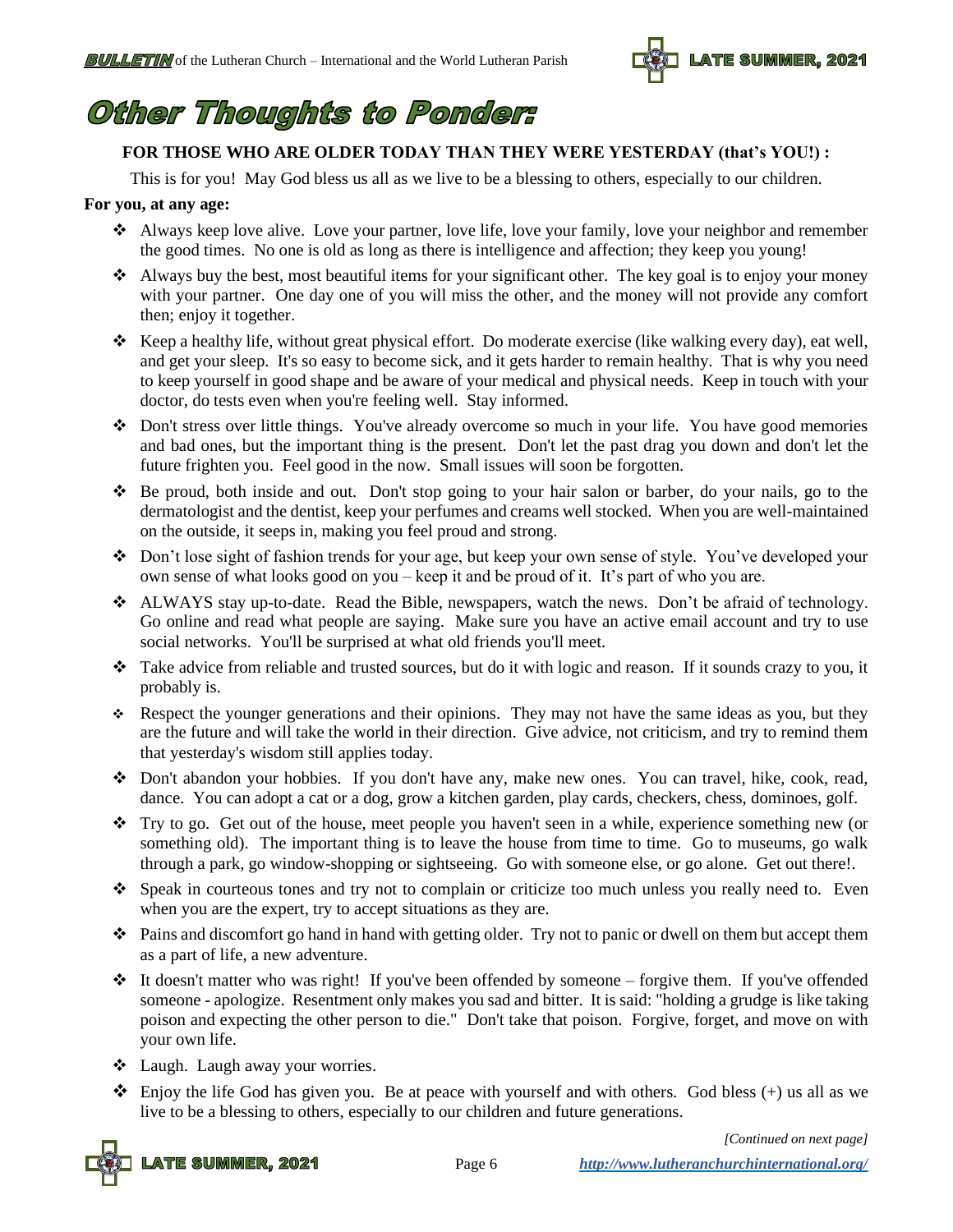# Other Thoughts to Ponder:

**FOR THOSE WHO ARE OLDER TODAY THAN THEY WERE YESTERDAY (that's YOU!) :**

This is for you! May God bless us all as we live to be a blessing to others, especially to our children.

**For you, at any age:**

- Always keep love alive. Love your partner, love life, love your family, love your neighbor and remember the good times. No one is old as long as there is intelligence and affection; they keep you young!
- Always buy the best, most beautiful items for your significant other. The key goal is to enjoy your money with your partner. One day one of you will miss the other, and the money will not provide any comfort then; enjoy it together.
- Keep a healthy life, without great physical effort. Do moderate exercise (like walking every day), eat well, and get your sleep. It's so easy to become sick, and it gets harder to remain healthy. That is why you need to keep yourself in good shape and be aware of your medical and physical needs. Keep in touch with your doctor, do tests even when you're feeling well. Stay informed.
- Don't stress over little things. You've already overcome so much in your life. You have good memories and bad ones, but the important thing is the present. Don't let the past drag you down and don't let the future frighten you. Feel good in the now. Small issues will soon be forgotten.
- Be proud, both inside and out. Don't stop going to your hair salon or barber, do your nails, go to the dermatologist and the dentist, keep your perfumes and creams well stocked. When you are well-maintained on the outside, it seeps in, making you feel proud and strong.
- Don't lose sight of fashion trends for your age, but keep your own sense of style. You've developed your own sense of what looks good on you – keep it and be proud of it. It's part of who you are.
- ALWAYS stay up-to-date. Read the Bible, newspapers, watch the news. Don't be afraid of technology. Go online and read what people are saying. Make sure you have an active email account and try to use social networks. You'll be surprised at what old friends you'll meet.
- Take advice from reliable and trusted sources, but do it with logic and reason. If it sounds crazy to you, it probably is.
- Respect the younger generations and their opinions. They may not have the same ideas as you, but they are the future and will take the world in their direction. Give advice, not criticism, and try to remind them that yesterday's wisdom still applies today.
- Don't abandon your hobbies. If you don't have any, make new ones. You can travel, hike, cook, read, dance. You can adopt a cat or a dog, grow a kitchen garden, play cards, checkers, chess, dominoes, golf.
- Try to go. Get out of the house, meet people you haven't seen in a while, experience something new (or something old). The important thing is to leave the house from time to time. Go to museums, go walk through a park, go window-shopping or sightseeing. Go with someone else, or go alone. Get out there!.
- Speak in courteous tones and try not to complain or criticize too much unless you really need to. Even when you are the expert, try to accept situations as they are.
- Pains and discomfort go hand in hand with getting older. Try not to panic or dwell on them but accept them as a part of life, a new adventure.
- It doesn't matter who was right! If you've been offended by someone – forgive them. If you've offended someone - apologize. Resentment only makes you sad and bitter. It is said: "holding a grudge is like taking poison and expecting the other person to die." Don't take that poison. Forgive, forget, and move on with your own life.
- Laugh. Laugh away your worries.
- Enjoy the life God has given you. Be at peace with yourself and with others. God bless (+) us all as we live to be a blessing to others, especially to our children and future generations.

*[Continued on next page]*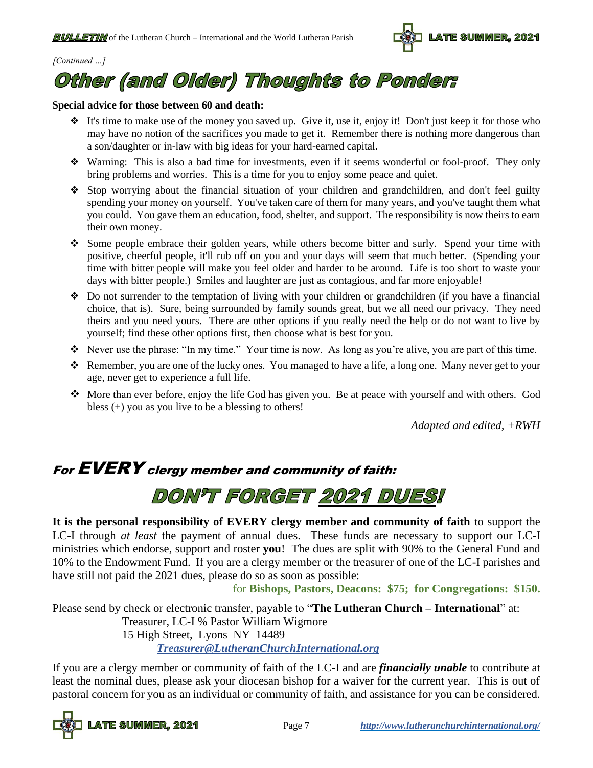*[Continued …]*

# Other (and Older) Thoughts to Ponder:

**Special advice for those between 60 and death:**

- It's time to make use of the money you saved up. Give it, use it, enjoy it! Don't just keep it for those who may have no notion of the sacrifices you made to get it. Remember there is nothing more dangerous than a son/daughter or in-law with big ideas for your hard-earned capital.
- Warning: This is also a bad time for investments, even if it seems wonderful or fool-proof. They only bring problems and worries. This is a time for you to enjoy some peace and quiet.
- Stop worrying about the financial situation of your children and grandchildren, and don't feel guilty spending your money on yourself. You've taken care of them for many years, and you've taught them what you could. You gave them an education, food, shelter, and support. The responsibility is now theirs to earn their own money.
- Some people embrace their golden years, while others become bitter and surly. Spend your time with positive, cheerful people, it'll rub off on you and your days will seem that much better. (Spending your time with bitter people will make you feel older and harder to be around. Life is too short to waste your days with bitter people.) Smiles and laughter are just as contagious, and far more enjoyable!
- Do not surrender to the temptation of living with your children or grandchildren (if you have a financial choice, that is). Sure, being surrounded by family sounds great, but we all need our privacy. They need theirs and you need yours. There are other options if you really need the help or do not want to live by yourself; find these other options first, then choose what is best for you.
- Never use the phrase: "In my time." Your time is now. As long as you're alive, you are part of this time.
- Remember, you are one of the lucky ones. You managed to have a life, a long one. Many never get to your age, never get to experience a full life.
- More than ever before, enjoy the life God has given you. Be at peace with yourself and with others. God bless (+) you as you live to be a blessing to others!

*Adapted and edited, +RWH*

## For EVERY clergy member and community of faith:

# DON'T FORGET 2021 DUES!

**It is the personal responsibility of EVERY clergy member and community of faith** to support the LC-I through *at least* the payment of annual dues. These funds are necessary to support our LC-I ministries which endorse, support and roster **you**! The dues are split with 90% to the General Fund and 10% to the Endowment Fund. If you are a clergy member or the treasurer of one of the LC-I parishes and have still not paid the 2021 dues, please do so as soon as possible:

for **Bishops, Pastors, Deacons: $75; for Congregations: $150.**

Please send by check or electronic transfer, payable to "**The Lutheran Church – International**" at:

Treasurer, LC-I % Pastor William Wigmore
15 High Street, Lyons NY 14489
***Treasurer@LutheranChurchInternational.org***

If you are a clergy member or community of faith of the LC-I and are ***financially unable*** to contribute at least the nominal dues, please ask your diocesan bishop for a waiver for the current year. This is out of pastoral concern for you as an individual or community of faith, and assistance for you can be considered.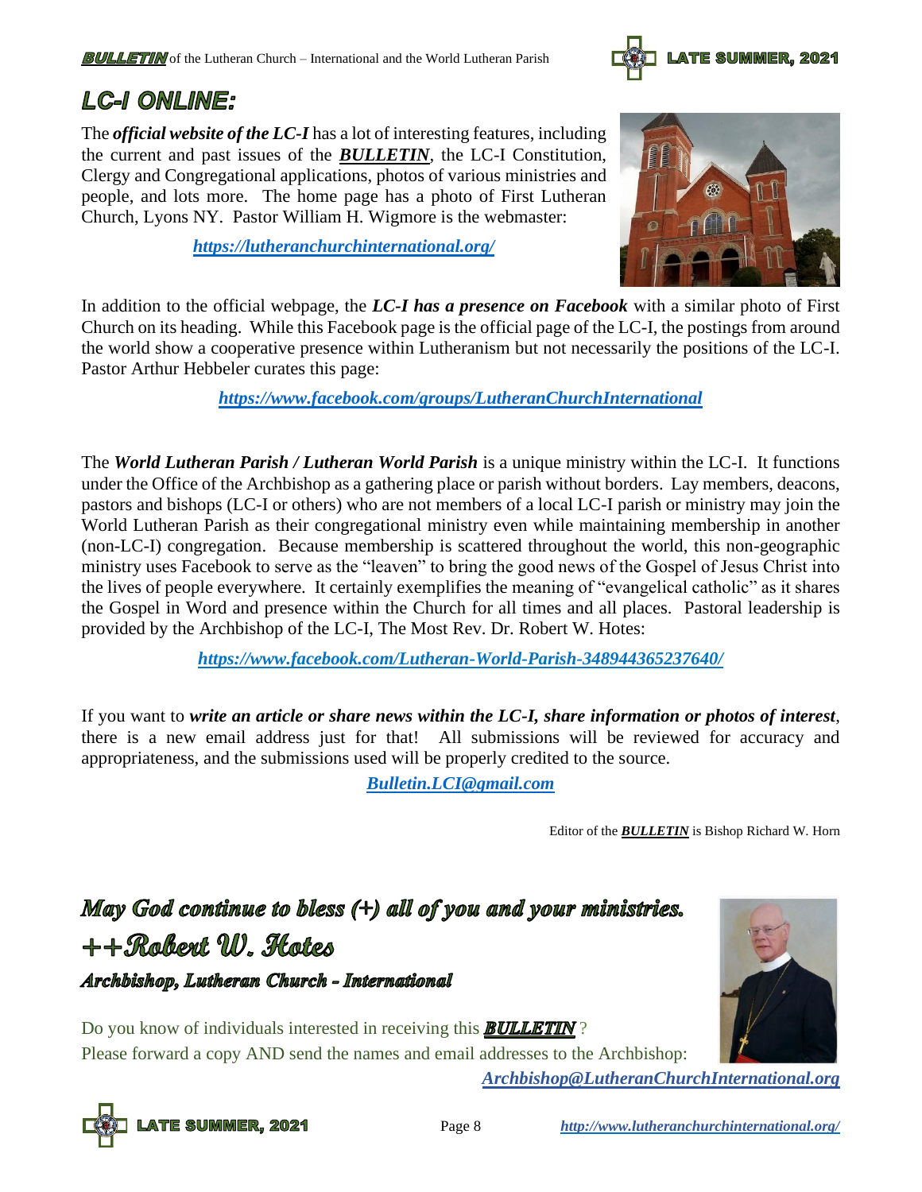## *LC-I ONLINE:*

The ***official website of the LC-I*** has a lot of interesting features, including the current and past issues of the ***BULLETIN***, the LC-I Constitution, Clergy and Congregational applications, photos of various ministries and people, and lots more. The home page has a photo of First Lutheran Church, Lyons NY. Pastor William H. Wigmore is the webmaster:

***https://lutheranchurchinternational.org/***

In addition to the official webpage, the ***LC-I has a presence on Facebook*** with a similar photo of First Church on its heading. While this Facebook page is the official page of the LC-I, the postings from around the world show a cooperative presence within Lutheranism but not necessarily the positions of the LC-I. Pastor Arthur Hebbeler curates this page:

***https://www.facebook.com/groups/LutheranChurchInternational***

The ***World Lutheran Parish / Lutheran World Parish*** is a unique ministry within the LC-I. It functions under the Office of the Archbishop as a gathering place or parish without borders. Lay members, deacons, pastors and bishops (LC-I or others) who are not members of a local LC-I parish or ministry may join the World Lutheran Parish as their congregational ministry even while maintaining membership in another (non-LC-I) congregation. Because membership is scattered throughout the world, this non-geographic ministry uses Facebook to serve as the "leaven" to bring the good news of the Gospel of Jesus Christ into the lives of people everywhere. It certainly exemplifies the meaning of "evangelical catholic" as it shares the Gospel in Word and presence within the Church for all times and all places. Pastoral leadership is provided by the Archbishop of the LC-I, The Most Rev. Dr. Robert W. Hotes:

***https://www.facebook.com/Lutheran-World-Parish-348944365237640/***

If you want to ***write an article or share news within the LC-I, share information or photos of interest***, there is a new email address just for that! All submissions will be reviewed for accuracy and appropriateness, and the submissions used will be properly credited to the source.

***Bulletin.LCI@gmail.com***

Editor of the ***BULLETIN*** is Bishop Richard W. Horn

***May God continue to bless (+) all of you and your ministries.***

***++Robert W. Hotes***

***Archbishop, Lutheran Church - International***

Do you know of individuals interested in receiving this ***BULLETIN*** ?
Please forward a copy AND send the names and email addresses to the Archbishop:

***Archbishop@LutheranChurchInternational.org***